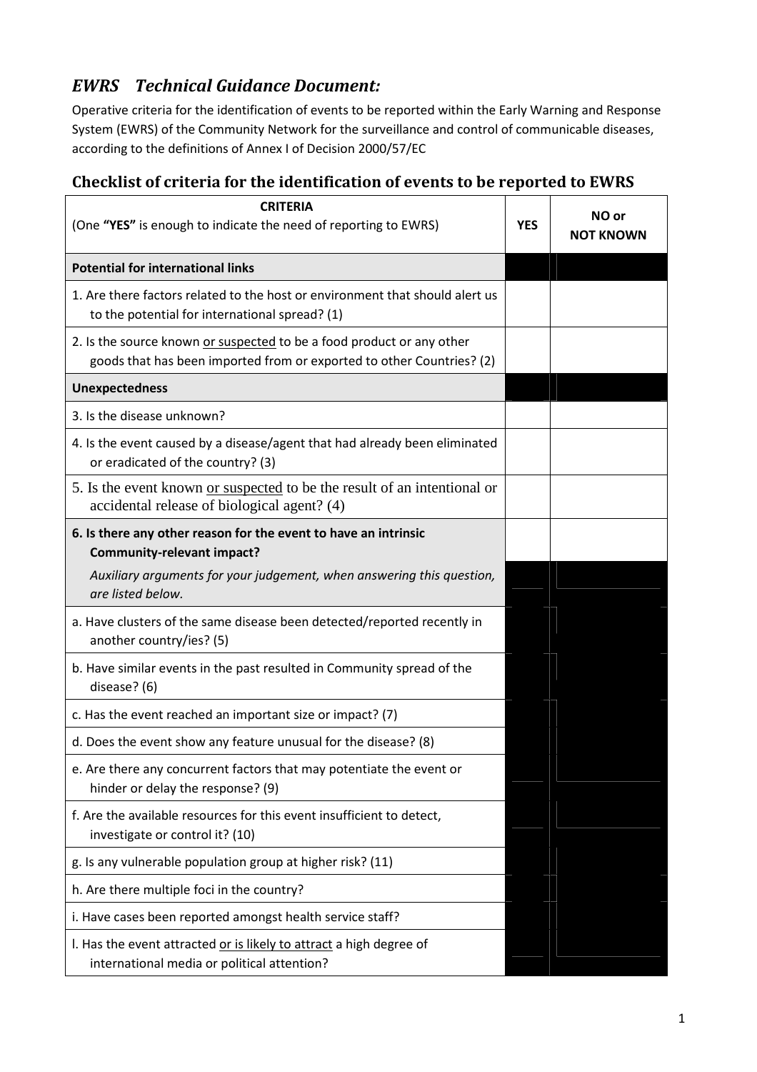## *EWRS Technical Guidance Document:*

Operative criteria for the identification of events to be reported within the Early Warning and Response System (EWRS) of the Community Network for the surveillance and control of communicable diseases, according to the definitions of Annex I of Decision 2000/57/EC

## Checklist of criteria for the identification of events to be reported to EWRS

| **CRITERIA**<br>(One **"YES"** is enough to indicate the need of reporting to EWRS) | **YES** | **NO or NOT KNOWN** |
|---|---|---|
| **Potential for international links** | | |
| 1. Are there factors related to the host or environment that should alert us to the potential for international spread? (1) | | |
| 2. Is the source known or suspected to be a food product or any other goods that has been imported from or exported to other Countries? (2) | | |
| **Unexpectedness** | | |
| 3. Is the disease unknown? | | |
| 4. Is the event caused by a disease/agent that had already been eliminated or eradicated of the country? (3) | | |
| 5. Is the event known or suspected to be the result of an intentional or accidental release of biological agent? (4) | | |
| **6. Is there any other reason for the event to have an intrinsic Community-relevant impact?**<br>*Auxiliary arguments for your judgement, when answering this question, are listed below.* | | |
| a. Have clusters of the same disease been detected/reported recently in another country/ies? (5) | | |
| b. Have similar events in the past resulted in Community spread of the disease? (6) | | |
| c. Has the event reached an important size or impact? (7) | | |
| d. Does the event show any feature unusual for the disease? (8) | | |
| e. Are there any concurrent factors that may potentiate the event or hinder or delay the response? (9) | | |
| f. Are the available resources for this event insufficient to detect, investigate or control it? (10) | | |
| g. Is any vulnerable population group at higher risk? (11) | | |
| h. Are there multiple foci in the country? | | |
| i. Have cases been reported amongst health service staff? | | |
| l. Has the event attracted or is likely to attract a high degree of international media or political attention? | | |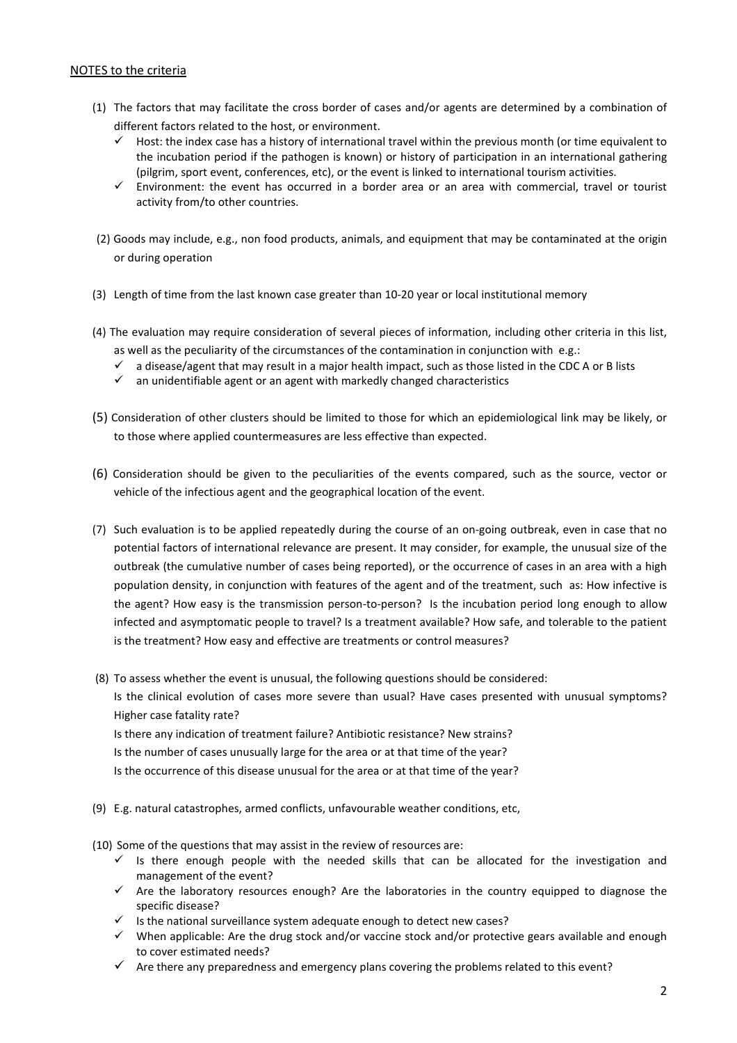<u>NOTES to the criteria</u>

(1) The factors that may facilitate the cross border of cases and/or agents are determined by a combination of different factors related to the host, or environment.
   - ✓ Host: the index case has a history of international travel within the previous month (or time equivalent to the incubation period if the pathogen is known) or history of participation in an international gathering (pilgrim, sport event, conferences, etc), or the event is linked to international tourism activities.
   - ✓ Environment: the event has occurred in a border area or an area with commercial, travel or tourist activity from/to other countries.

(2) Goods may include, e.g., non food products, animals, and equipment that may be contaminated at the origin or during operation

(3) Length of time from the last known case greater than 10-20 year or local institutional memory

(4) The evaluation may require consideration of several pieces of information, including other criteria in this list, as well as the peculiarity of the circumstances of the contamination in conjunction with e.g.:
   - ✓ a disease/agent that may result in a major health impact, such as those listed in the CDC A or B lists
   - ✓ an unidentifiable agent or an agent with markedly changed characteristics

(5) Consideration of other clusters should be limited to those for which an epidemiological link may be likely, or to those where applied countermeasures are less effective than expected.

(6) Consideration should be given to the peculiarities of the events compared, such as the source, vector or vehicle of the infectious agent and the geographical location of the event.

(7) Such evaluation is to be applied repeatedly during the course of an on-going outbreak, even in case that no potential factors of international relevance are present. It may consider, for example, the unusual size of the outbreak (the cumulative number of cases being reported), or the occurrence of cases in an area with a high population density, in conjunction with features of the agent and of the treatment, such as: How infective is the agent? How easy is the transmission person-to-person? Is the incubation period long enough to allow infected and asymptomatic people to travel? Is a treatment available? How safe, and tolerable to the patient is the treatment? How easy and effective are treatments or control measures?

(8) To assess whether the event is unusual, the following questions should be considered:
   
   Is the clinical evolution of cases more severe than usual? Have cases presented with unusual symptoms? Higher case fatality rate?
   
   Is there any indication of treatment failure? Antibiotic resistance? New strains?
   
   Is the number of cases unusually large for the area or at that time of the year?
   
   Is the occurrence of this disease unusual for the area or at that time of the year?

(9) E.g. natural catastrophes, armed conflicts, unfavourable weather conditions, etc,

(10) Some of the questions that may assist in the review of resources are:
   - ✓ Is there enough people with the needed skills that can be allocated for the investigation and management of the event?
   - ✓ Are the laboratory resources enough? Are the laboratories in the country equipped to diagnose the specific disease?
   - ✓ Is the national surveillance system adequate enough to detect new cases?
   - ✓ When applicable: Are the drug stock and/or vaccine stock and/or protective gears available and enough to cover estimated needs?
   - ✓ Are there any preparedness and emergency plans covering the problems related to this event?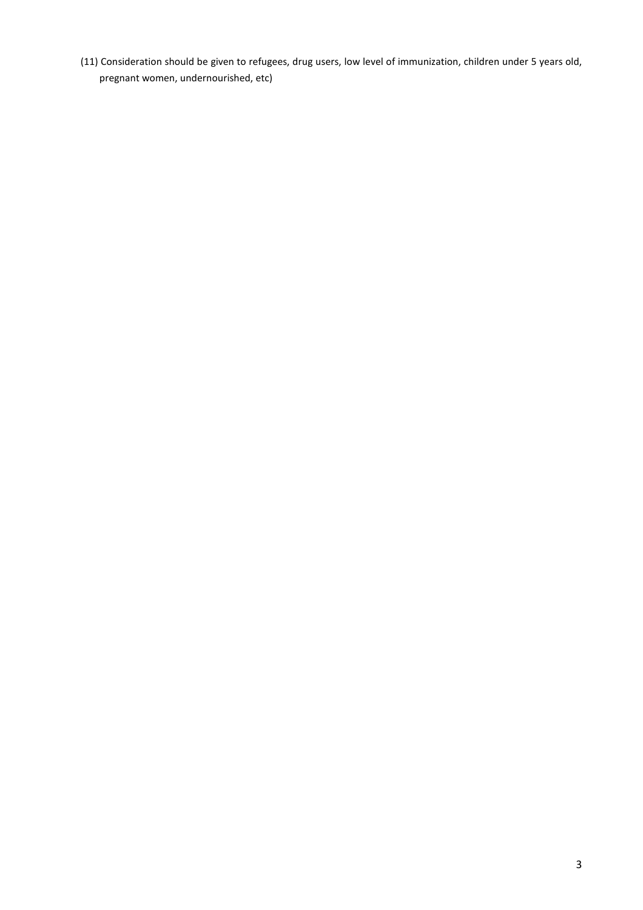(11) Consideration should be given to refugees, drug users, low level of immunization, children under 5 years old, pregnant women, undernourished, etc)